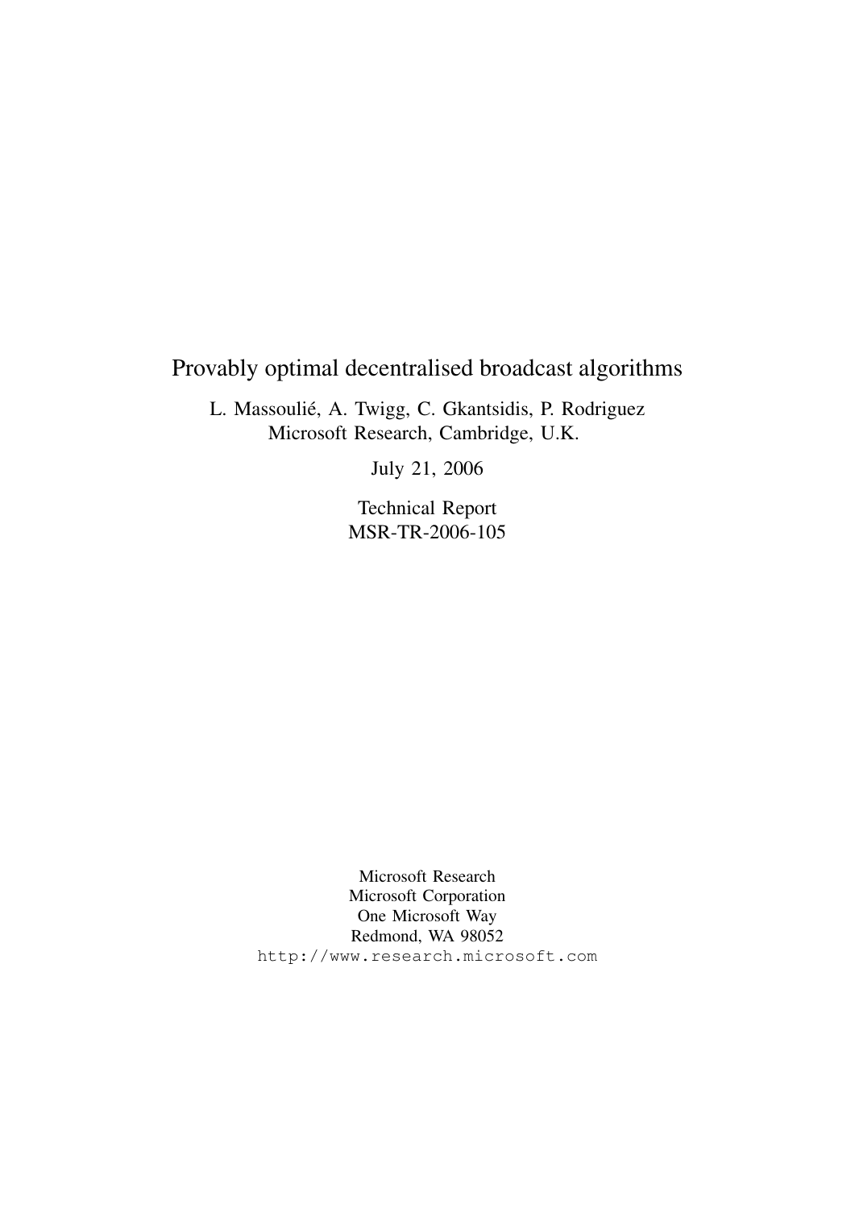# Provably optimal decentralised broadcast algorithms

L. Massoulié, A. Twigg, C. Gkantsidis, P. Rodriguez
Microsoft Research, Cambridge, U.K.

July 21, 2006

Technical Report
MSR-TR-2006-105

Microsoft Research
Microsoft Corporation
One Microsoft Way
Redmond, WA 98052
http://www.research.microsoft.com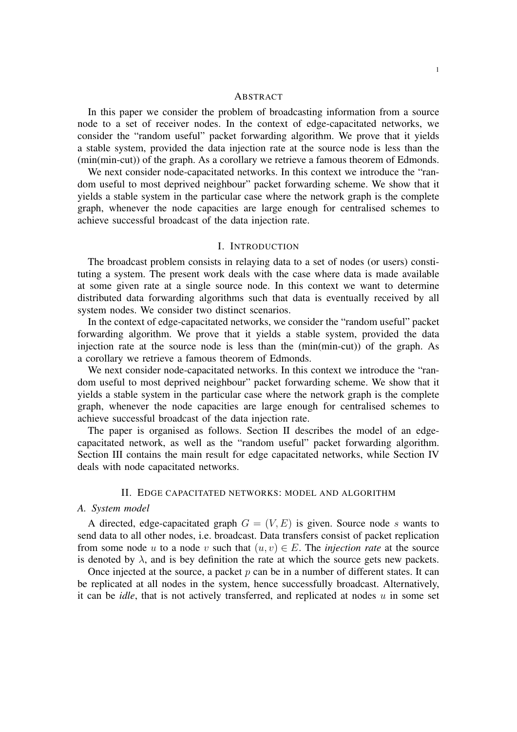## ABSTRACT

In this paper we consider the problem of broadcasting information from a source node to a set of receiver nodes. In the context of edge-capacitated networks, we consider the "random useful" packet forwarding algorithm. We prove that it yields a stable system, provided the data injection rate at the source node is less than the (min(min-cut)) of the graph. As a corollary we retrieve a famous theorem of Edmonds.

We next consider node-capacitated networks. In this context we introduce the "random useful to most deprived neighbour" packet forwarding scheme. We show that it yields a stable system in the particular case where the network graph is the complete graph, whenever the node capacities are large enough for centralised schemes to achieve successful broadcast of the data injection rate.

## I. INTRODUCTION

The broadcast problem consists in relaying data to a set of nodes (or users) constituting a system. The present work deals with the case where data is made available at some given rate at a single source node. In this context we want to determine distributed data forwarding algorithms such that data is eventually received by all system nodes. We consider two distinct scenarios.

In the context of edge-capacitated networks, we consider the "random useful" packet forwarding algorithm. We prove that it yields a stable system, provided the data injection rate at the source node is less than the (min(min-cut)) of the graph. As a corollary we retrieve a famous theorem of Edmonds.

We next consider node-capacitated networks. In this context we introduce the "random useful to most deprived neighbour" packet forwarding scheme. We show that it yields a stable system in the particular case where the network graph is the complete graph, whenever the node capacities are large enough for centralised schemes to achieve successful broadcast of the data injection rate.

The paper is organised as follows. Section II describes the model of an edge-capacitated network, as well as the "random useful" packet forwarding algorithm. Section III contains the main result for edge capacitated networks, while Section IV deals with node capacitated networks.

## II. EDGE CAPACITATED NETWORKS: MODEL AND ALGORITHM

### A. System model

A directed, edge-capacitated graph $G = (V, E)$ is given. Source node $s$ wants to send data to all other nodes, i.e. broadcast. Data transfers consist of packet replication from some node $u$ to a node $v$ such that $(u, v) \in E$. The *injection rate* at the source is denoted by $\lambda$, and is bey definition the rate at which the source gets new packets.

Once injected at the source, a packet $p$ can be in a number of different states. It can be replicated at all nodes in the system, hence successfully broadcast. Alternatively, it can be *idle*, that is not actively transferred, and replicated at nodes $u$ in some set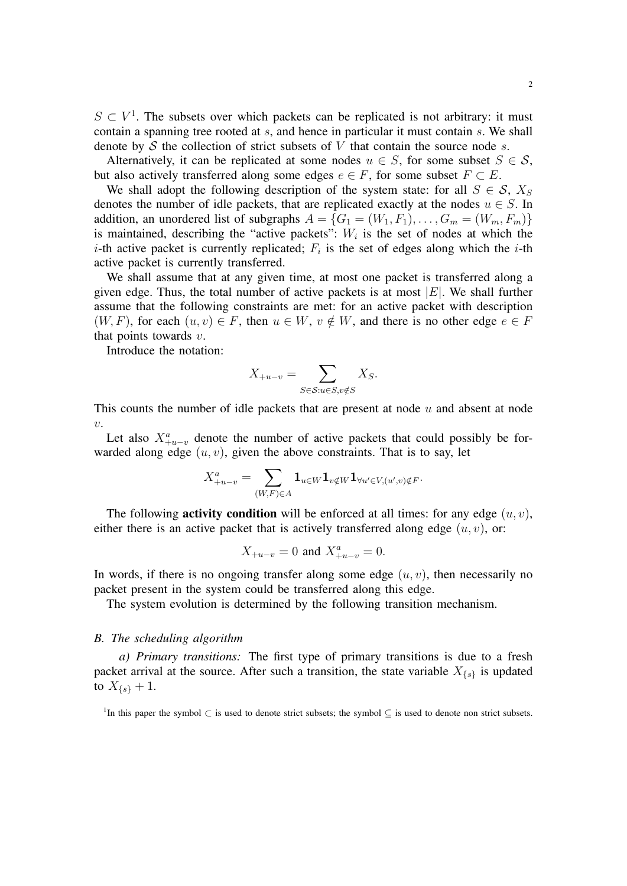$S \subset V$[1]. The subsets over which packets can be replicated is not arbitrary: it must contain a spanning tree rooted at $s$, and hence in particular it must contain $s$. We shall denote by $\mathcal{S}$ the collection of strict subsets of $V$ that contain the source node $s$.

Alternatively, it can be replicated at some nodes $u \in S$, for some subset $S \in \mathcal{S}$, but also actively transferred along some edges $e \in F$, for some subset $F \subset E$.

We shall adopt the following description of the system state: for all $S \in \mathcal{S}$, $X_S$ denotes the number of idle packets, that are replicated exactly at the nodes $u \in S$. In addition, an unordered list of subgraphs $A = \{G_1 = (W_1, F_1), \dots, G_m = (W_m, F_m)\}$ is maintained, describing the "active packets": $W_i$ is the set of nodes at which the $i$-th active packet is currently replicated; $F_i$ is the set of edges along which the $i$-th active packet is currently transferred.

We shall assume that at any given time, at most one packet is transferred along a given edge. Thus, the total number of active packets is at most $|E|$. We shall further assume that the following constraints are met: for an active packet with description $(W, F)$, for each $(u, v) \in F$, then $u \in W$, $v \notin W$, and there is no other edge $e \in F$ that points towards $v$.

Introduce the notation:

$$X_{+u-v} = \sum_{S \in \mathcal{S}: u \in S, v \notin S} X_S.$$

This counts the number of idle packets that are present at node $u$ and absent at node $v$.

Let also $X^a_{+u-v}$ denote the number of active packets that could possibly be forwarded along edge $(u, v)$, given the above constraints. That is to say, let

$$X^a_{+u-v} = \sum_{(W,F) \in A} \mathbf{1}_{u \in W} \mathbf{1}_{v \notin W} \mathbf{1}_{\forall u' \in V, (u', v) \notin F}.$$

The following **activity condition** will be enforced at all times: for any edge $(u, v)$, either there is an active packet that is actively transferred along edge $(u, v)$, or:

$$X_{+u-v} = 0 \text{ and } X^a_{+u-v} = 0.$$

In words, if there is no ongoing transfer along some edge $(u, v)$, then necessarily no packet present in the system could be transferred along this edge.

The system evolution is determined by the following transition mechanism.

### B. The scheduling algorithm

*a) Primary transitions:* The first type of primary transitions is due to a fresh packet arrival at the source. After such a transition, the state variable $X_{\{s\}}$ is updated to $X_{\{s\}} + 1$.

[1]In this paper the symbol $\subset$ is used to denote strict subsets; the symbol $\subseteq$ is used to denote non strict subsets.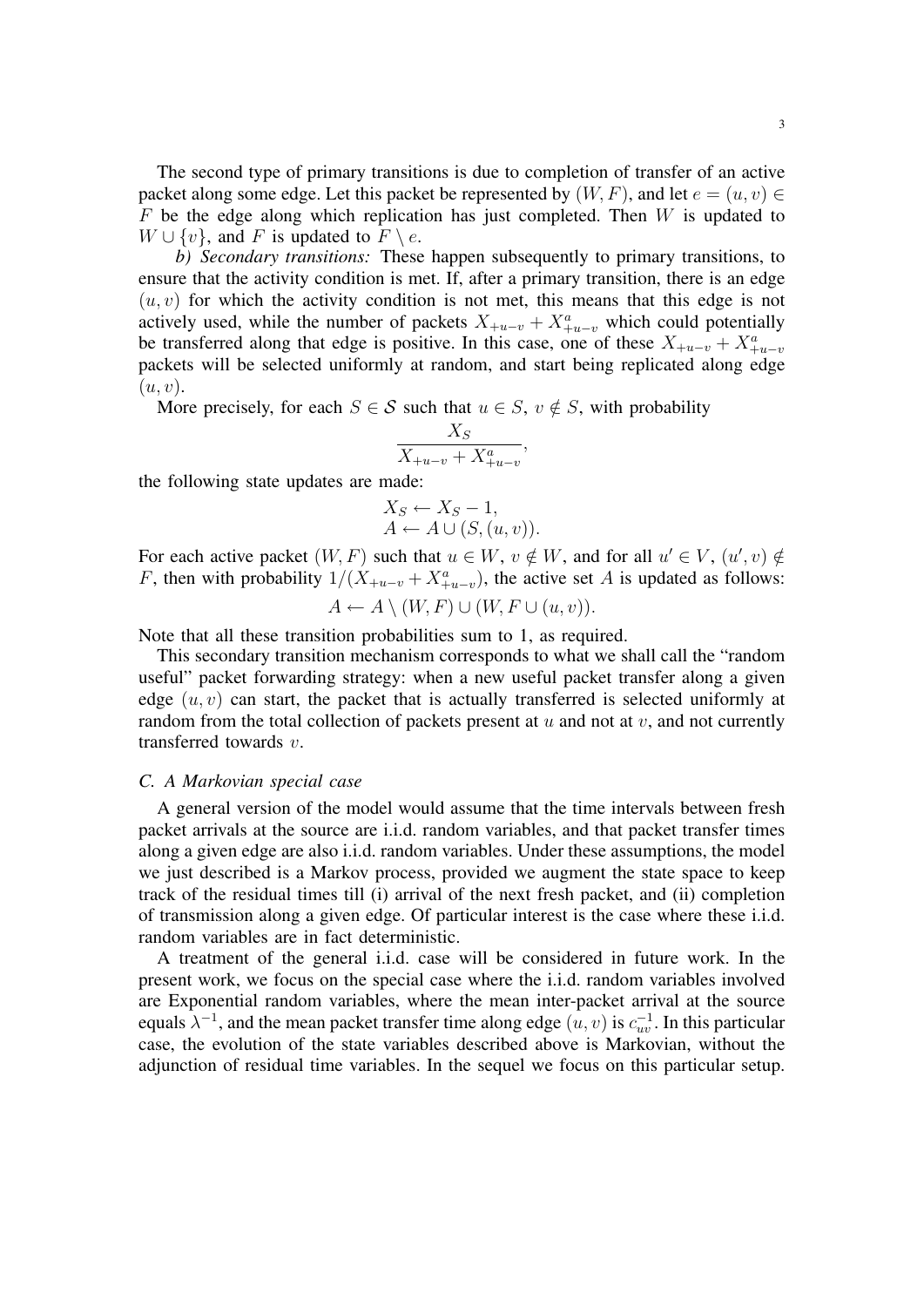The second type of primary transitions is due to completion of transfer of an active packet along some edge. Let this packet be represented by $(W, F)$, and let $e = (u, v) \in F$ be the edge along which replication has just completed. Then $W$ is updated to $W \cup \{v\}$, and $F$ is updated to $F \setminus e$.

*b) Secondary transitions:* These happen subsequently to primary transitions, to ensure that the activity condition is met. If, after a primary transition, there is an edge $(u, v)$ for which the activity condition is not met, this means that this edge is not actively used, while the number of packets $X_{+u-v} + X^a_{+u-v}$ which could potentially be transferred along that edge is positive. In this case, one of these $X_{+u-v} + X^a_{+u-v}$ packets will be selected uniformly at random, and start being replicated along edge $(u, v)$.

More precisely, for each $S \in \mathcal{S}$ such that $u \in S$, $v \notin S$, with probability

$$\frac{X_S}{X_{+u-v} + X^a_{+u-v}},$$

the following state updates are made:

$$X_S \leftarrow X_S - 1,$$
$$A \leftarrow A \cup (S, (u, v)).$$

For each active packet $(W, F)$ such that $u \in W$, $v \notin W$, and for all $u' \in V$, $(u', v) \notin F$, then with probability $1/(X_{+u-v} + X^a_{+u-v})$, the active set $A$ is updated as follows:

$$A \leftarrow A \setminus (W, F) \cup (W, F \cup (u, v)).$$

Note that all these transition probabilities sum to 1, as required.

This secondary transition mechanism corresponds to what we shall call the "random useful" packet forwarding strategy: when a new useful packet transfer along a given edge $(u, v)$ can start, the packet that is actually transferred is selected uniformly at random from the total collection of packets present at $u$ and not at $v$, and not currently transferred towards $v$.

### *C. A Markovian special case*

A general version of the model would assume that the time intervals between fresh packet arrivals at the source are i.i.d. random variables, and that packet transfer times along a given edge are also i.i.d. random variables. Under these assumptions, the model we just described is a Markov process, provided we augment the state space to keep track of the residual times till (i) arrival of the next fresh packet, and (ii) completion of transmission along a given edge. Of particular interest is the case where these i.i.d. random variables are in fact deterministic.

A treatment of the general i.i.d. case will be considered in future work. In the present work, we focus on the special case where the i.i.d. random variables involved are Exponential random variables, where the mean inter-packet arrival at the source equals $\lambda^{-1}$, and the mean packet transfer time along edge $(u, v)$ is $c_{uv}^{-1}$. In this particular case, the evolution of the state variables described above is Markovian, without the adjunction of residual time variables. In the sequel we focus on this particular setup.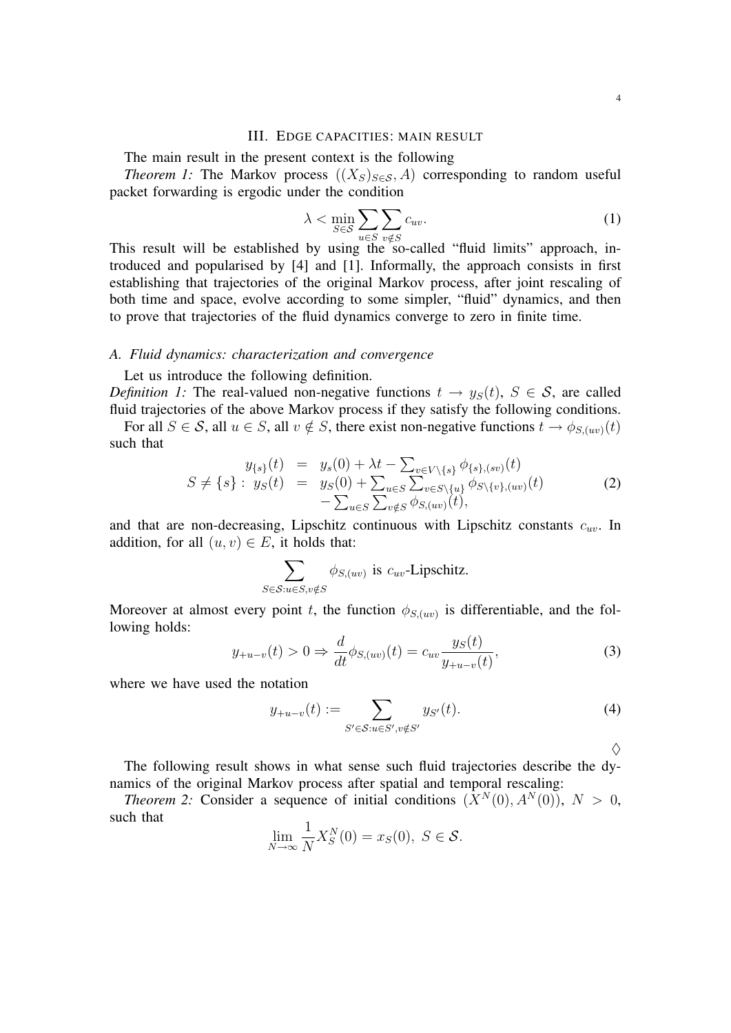## III. Edge capacities: main result

The main result in the present context is the following

*Theorem 1:* The Markov process $((X_S)_{S\in\mathcal{S}}, A)$ corresponding to random useful packet forwarding is ergodic under the condition

$$\lambda < \min_{S\in\mathcal{S}} \sum_{u\in S}\sum_{v\notin S} c_{uv}. \tag{1}$$

This result will be established by using the so-called "fluid limits" approach, introduced and popularised by [4] and [1]. Informally, the approach consists in first establishing that trajectories of the original Markov process, after joint rescaling of both time and space, evolve according to some simpler, "fluid" dynamics, and then to prove that trajectories of the fluid dynamics converge to zero in finite time.

### A. Fluid dynamics: characterization and convergence

Let us introduce the following definition.

*Definition 1:* The real-valued non-negative functions $t \to y_S(t)$, $S \in \mathcal{S}$, are called fluid trajectories of the above Markov process if they satisfy the following conditions.

For all $S \in \mathcal{S}$, all $u \in S$, all $v \notin S$, there exist non-negative functions $t \to \phi_{S,(uv)}(t)$ such that

$$\begin{array}{rcl} y_{\{s\}}(t) & = & y_s(0) + \lambda t - \sum_{v\in V\setminus\{s\}} \phi_{\{s\},(sv)}(t) \\ S \neq \{s\}: \; y_S(t) & = & y_S(0) + \sum_{u\in S}\sum_{v\in S\setminus\{u\}} \phi_{S\setminus\{v\},(uv)}(t) \\ & & - \sum_{u\in S}\sum_{v\notin S} \phi_{S,(uv)}(t), \end{array} \tag{2}$$

and that are non-decreasing, Lipschitz continuous with Lipschitz constants $c_{uv}$. In addition, for all $(u,v)\in E$, it holds that:

$$\sum_{S\in\mathcal{S}: u\in S, v\notin S} \phi_{S,(uv)} \text{ is } c_{uv}\text{-Lipschitz.}$$

Moreover at almost every point $t$, the function $\phi_{S,(uv)}$ is differentiable, and the following holds:

$$y_{+u-v}(t) > 0 \Rightarrow \frac{d}{dt}\phi_{S,(uv)}(t) = c_{uv}\frac{y_S(t)}{y_{+u-v}(t)}, \tag{3}$$

where we have used the notation

$$y_{+u-v}(t) := \sum_{S'\in\mathcal{S}: u\in S', v\notin S'} y_{S'}(t). \tag{4}$$

$\Diamond$

The following result shows in what sense such fluid trajectories describe the dynamics of the original Markov process after spatial and temporal rescaling:

*Theorem 2:* Consider a sequence of initial conditions $(X^N(0), A^N(0))$, $N > 0$, such that

$$\lim_{N\to\infty} \frac{1}{N} X_S^N(0) = x_S(0), \; S \in \mathcal{S}.$$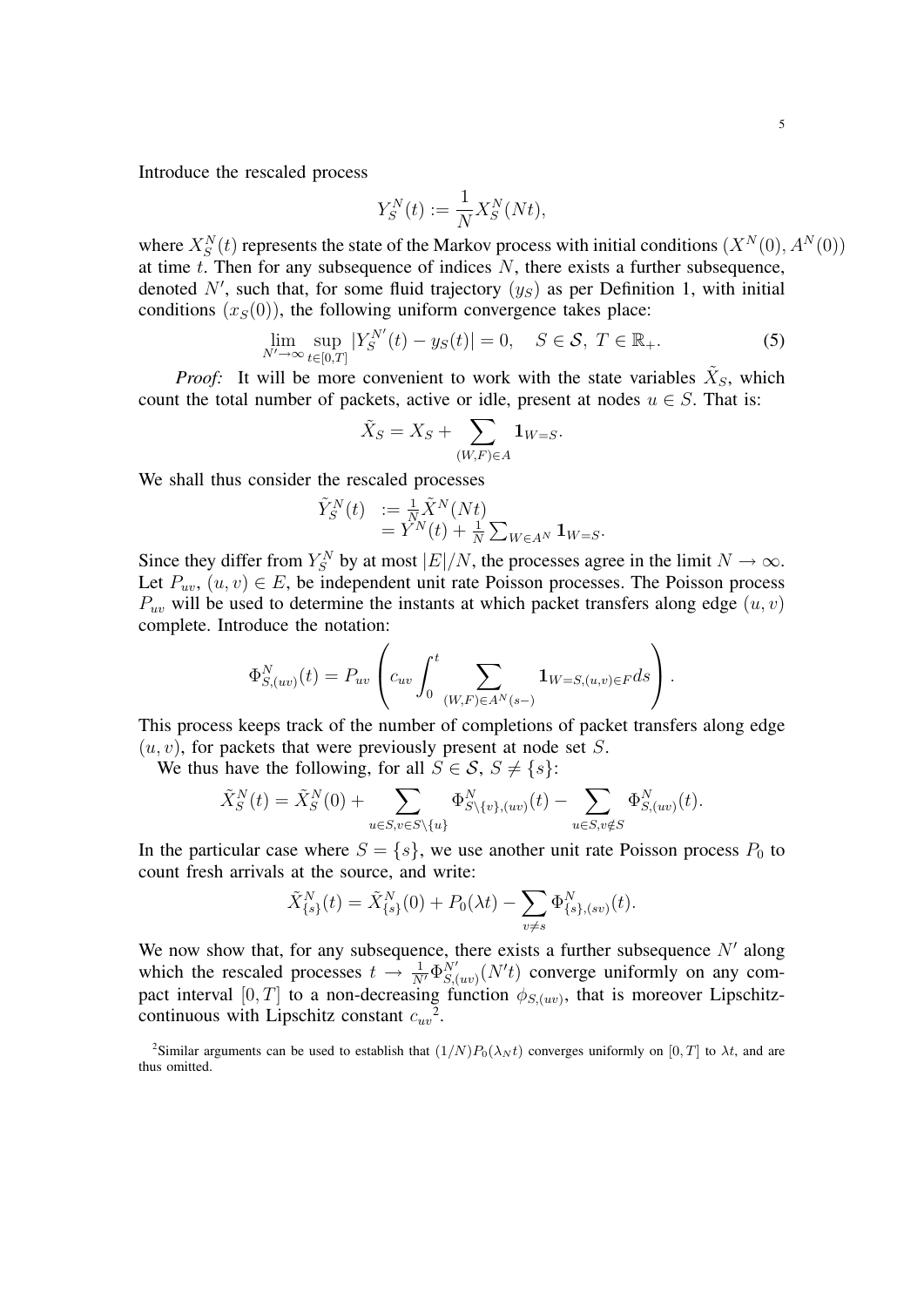Introduce the rescaled process

$$Y_S^N(t) := \frac{1}{N} X_S^N(Nt),$$

where $X_S^N(t)$ represents the state of the Markov process with initial conditions $(X^N(0), A^N(0))$ at time $t$. Then for any subsequence of indices $N$, there exists a further subsequence, denoted $N'$, such that, for some fluid trajectory $(y_S)$ as per Definition 1, with initial conditions $(x_S(0))$, the following uniform convergence takes place:

$$\lim_{N' \to \infty} \sup_{t \in [0,T]} |Y_S^{N'}(t) - y_S(t)| = 0, \quad S \in \mathcal{S},\ T \in \mathbb{R}_+. \tag{5}$$

*Proof:* It will be more convenient to work with the state variables $\tilde{X}_S$, which count the total number of packets, active or idle, present at nodes $u \in S$. That is:

$$\tilde{X}_S = X_S + \sum_{(W,F) \in A} \mathbf{1}_{W=S}.$$

We shall thus consider the rescaled processes

$$\begin{aligned} \tilde{Y}_S^N(t) &:= \tfrac{1}{N} \tilde{X}^N(Nt) \\ &= Y^N(t) + \tfrac{1}{N} \sum_{W \in A^N} \mathbf{1}_{W=S}. \end{aligned}$$

Since they differ from $Y_S^N$ by at most $|E|/N$, the processes agree in the limit $N \to \infty$. Let $P_{uv}$, $(u,v) \in E$, be independent unit rate Poisson processes. The Poisson process $P_{uv}$ will be used to determine the instants at which packet transfers along edge $(u,v)$ complete. Introduce the notation:

$$\Phi_{S,(uv)}^N(t) = P_{uv} \left( c_{uv} \int_0^t \sum_{(W,F) \in A^N(s-)} \mathbf{1}_{W=S,(u,v) \in F} ds \right).$$

This process keeps track of the number of completions of packet transfers along edge $(u,v)$, for packets that were previously present at node set $S$.

We thus have the following, for all $S \in \mathcal{S}$, $S \neq \{s\}$:

$$\tilde{X}_S^N(t) = \tilde{X}_S^N(0) + \sum_{u \in S, v \in S \setminus \{u\}} \Phi_{S \setminus \{v\},(uv)}^N(t) - \sum_{u \in S, v \notin S} \Phi_{S,(uv)}^N(t).$$

In the particular case where $S = \{s\}$, we use another unit rate Poisson process $P_0$ to count fresh arrivals at the source, and write:

$$\tilde{X}_{\{s\}}^N(t) = \tilde{X}_{\{s\}}^N(0) + P_0(\lambda t) - \sum_{v \neq s} \Phi_{\{s\},(sv)}^N(t).$$

We now show that, for any subsequence, there exists a further subsequence $N'$ along which the rescaled processes $t \to \frac{1}{N'} \Phi_{S,(uv)}^{N'}(N't)$ converge uniformly on any compact interval $[0,T]$ to a non-decreasing function $\phi_{S,(uv)}$, that is moreover Lipschitz-continuous with Lipschitz constant $c_{uv}$[2].

[2] Similar arguments can be used to establish that $(1/N)P_0(\lambda_N t)$ converges uniformly on $[0,T]$ to $\lambda t$, and are thus omitted.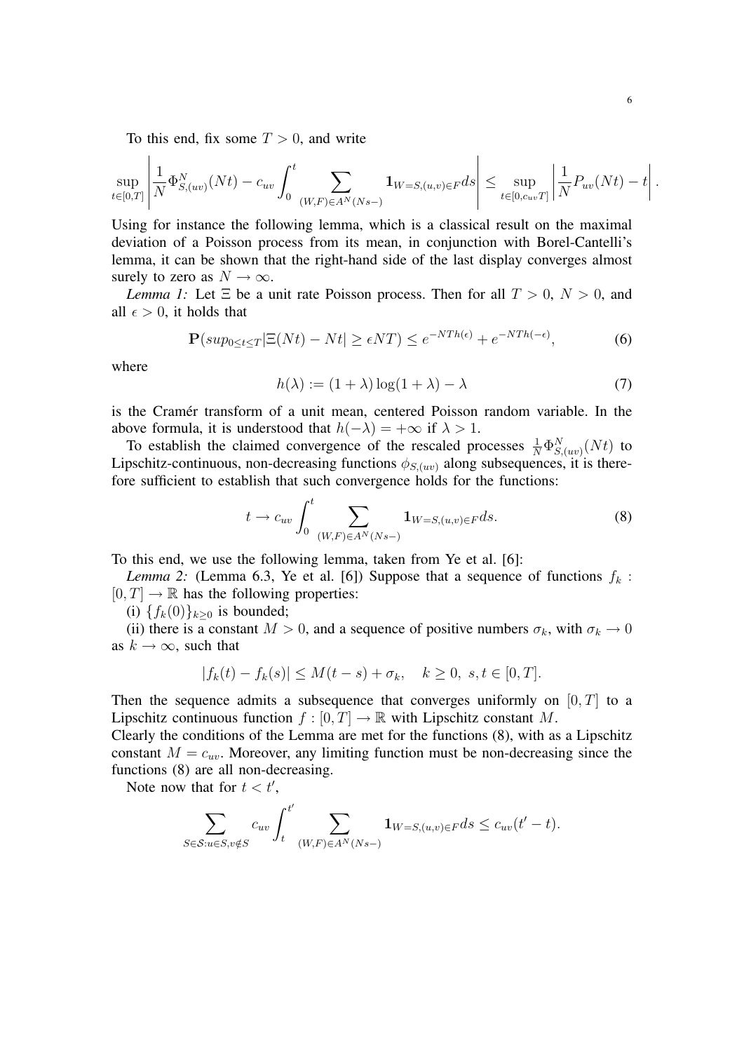To this end, fix some $T > 0$, and write

$$\sup_{t\in[0,T]}\left|\frac{1}{N}\Phi^N_{S,(uv)}(Nt) - c_{uv}\int_0^t \sum_{(W,F)\in A^N(Ns-)} \mathbf{1}_{W=S,(u,v)\in F}ds\right| \leq \sup_{t\in[0,c_{uv}T]}\left|\frac{1}{N}P_{uv}(Nt)-t\right|.$$

Using for instance the following lemma, which is a classical result on the maximal deviation of a Poisson process from its mean, in conjunction with Borel-Cantelli's lemma, it can be shown that the right-hand side of the last display converges almost surely to zero as $N \to \infty$.

*Lemma 1:* Let $\Xi$ be a unit rate Poisson process. Then for all $T > 0$, $N > 0$, and all $\epsilon > 0$, it holds that

$$\mathbf{P}(sup_{0\leq t\leq T}|\Xi(Nt) - Nt| \geq \epsilon NT) \leq e^{-NTh(\epsilon)} + e^{-NTh(-\epsilon)}, \tag{6}$$

where

$$h(\lambda) := (1+\lambda)\log(1+\lambda) - \lambda \tag{7}$$

is the Cramér transform of a unit mean, centered Poisson random variable. In the above formula, it is understood that $h(-\lambda) = +\infty$ if $\lambda > 1$.

To establish the claimed convergence of the rescaled processes $\frac{1}{N}\Phi^N_{S,(uv)}(Nt)$ to Lipschitz-continuous, non-decreasing functions $\phi_{S,(uv)}$ along subsequences, it is therefore sufficient to establish that such convergence holds for the functions:

$$t \to c_{uv}\int_0^t \sum_{(W,F)\in A^N(Ns-)} \mathbf{1}_{W=S,(u,v)\in F}ds. \tag{8}$$

To this end, we use the following lemma, taken from Ye et al. [6]:

*Lemma 2:* (Lemma 6.3, Ye et al. [6]) Suppose that a sequence of functions $f_k : [0,T] \to \mathbb{R}$ has the following properties:

(i) $\{f_k(0)\}_{k\geq 0}$ is bounded;

(ii) there is a constant $M > 0$, and a sequence of positive numbers $\sigma_k$, with $\sigma_k \to 0$ as $k \to \infty$, such that

$$|f_k(t) - f_k(s)| \leq M(t-s) + \sigma_k, \quad k \geq 0,\ s,t \in [0,T].$$

Then the sequence admits a subsequence that converges uniformly on $[0,T]$ to a Lipschitz continuous function $f : [0,T] \to \mathbb{R}$ with Lipschitz constant $M$.

Clearly the conditions of the Lemma are met for the functions (8), with as a Lipschitz constant $M = c_{uv}$. Moreover, any limiting function must be non-decreasing since the functions (8) are all non-decreasing.

Note now that for $t < t'$,

$$\sum_{S\in\mathcal{S}:u\in S,v\notin S} c_{uv}\int_t^{t'} \sum_{(W,F)\in A^N(Ns-)} \mathbf{1}_{W=S,(u,v)\in F}ds \leq c_{uv}(t'-t).$$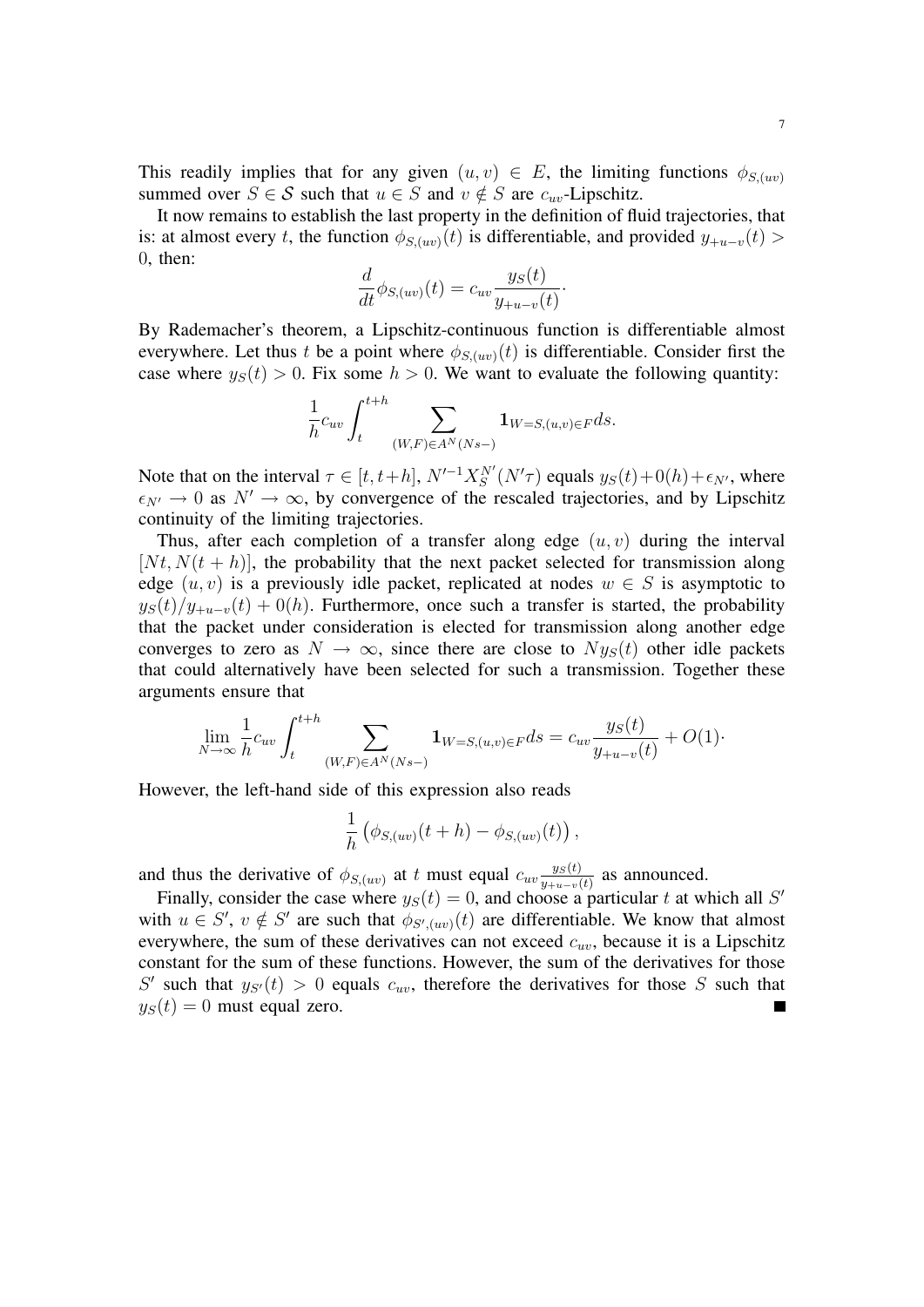This readily implies that for any given $(u, v) \in E$, the limiting functions $\phi_{S,(uv)}$ summed over $S \in \mathcal{S}$ such that $u \in S$ and $v \notin S$ are $c_{uv}$-Lipschitz.

It now remains to establish the last property in the definition of fluid trajectories, that is: at almost every $t$, the function $\phi_{S,(uv)}(t)$ is differentiable, and provided $y_{+u-v}(t) > 0$, then:

$$\frac{d}{dt}\phi_{S,(uv)}(t) = c_{uv}\frac{y_S(t)}{y_{+u-v}(t)}.$$

By Rademacher's theorem, a Lipschitz-continuous function is differentiable almost everywhere. Let thus $t$ be a point where $\phi_{S,(uv)}(t)$ is differentiable. Consider first the case where $y_S(t) > 0$. Fix some $h > 0$. We want to evaluate the following quantity:

$$\frac{1}{h}c_{uv}\int_t^{t+h}\sum_{(W,F)\in A^N(Ns-)}\mathbf{1}_{W=S,(u,v)\in F}ds.$$

Note that on the interval $\tau \in [t, t+h]$, $N'^{-1}X_S^{N'}(N'\tau)$ equals $y_S(t)+0(h)+\epsilon_{N'}$, where $\epsilon_{N'} \to 0$ as $N' \to \infty$, by convergence of the rescaled trajectories, and by Lipschitz continuity of the limiting trajectories.

Thus, after each completion of a transfer along edge $(u, v)$ during the interval $[Nt, N(t+h)]$, the probability that the next packet selected for transmission along edge $(u, v)$ is a previously idle packet, replicated at nodes $w \in S$ is asymptotic to $y_S(t)/y_{+u-v}(t) + 0(h)$. Furthermore, once such a transfer is started, the probability that the packet under consideration is elected for transmission along another edge converges to zero as $N \to \infty$, since there are close to $Ny_S(t)$ other idle packets that could alternatively have been selected for such a transmission. Together these arguments ensure that

$$\lim_{N\to\infty}\frac{1}{h}c_{uv}\int_t^{t+h}\sum_{(W,F)\in A^N(Ns-)}\mathbf{1}_{W=S,(u,v)\in F}ds = c_{uv}\frac{y_S(t)}{y_{+u-v}(t)} + O(1)\cdot$$

However, the left-hand side of this expression also reads

$$\frac{1}{h}\left(\phi_{S,(uv)}(t+h) - \phi_{S,(uv)}(t)\right),$$

and thus the derivative of $\phi_{S,(uv)}$ at $t$ must equal $c_{uv}\frac{y_S(t)}{y_{+u-v}(t)}$ as announced.

Finally, consider the case where $y_S(t) = 0$, and choose a particular $t$ at which all $S'$ with $u \in S'$, $v \notin S'$ are such that $\phi_{S',(uv)}(t)$ are differentiable. We know that almost everywhere, the sum of these derivatives can not exceed $c_{uv}$, because it is a Lipschitz constant for the sum of these functions. However, the sum of the derivatives for those $S'$ such that $y_{S'}(t) > 0$ equals $c_{uv}$, therefore the derivatives for those $S$ such that $y_S(t) = 0$ must equal zero. ■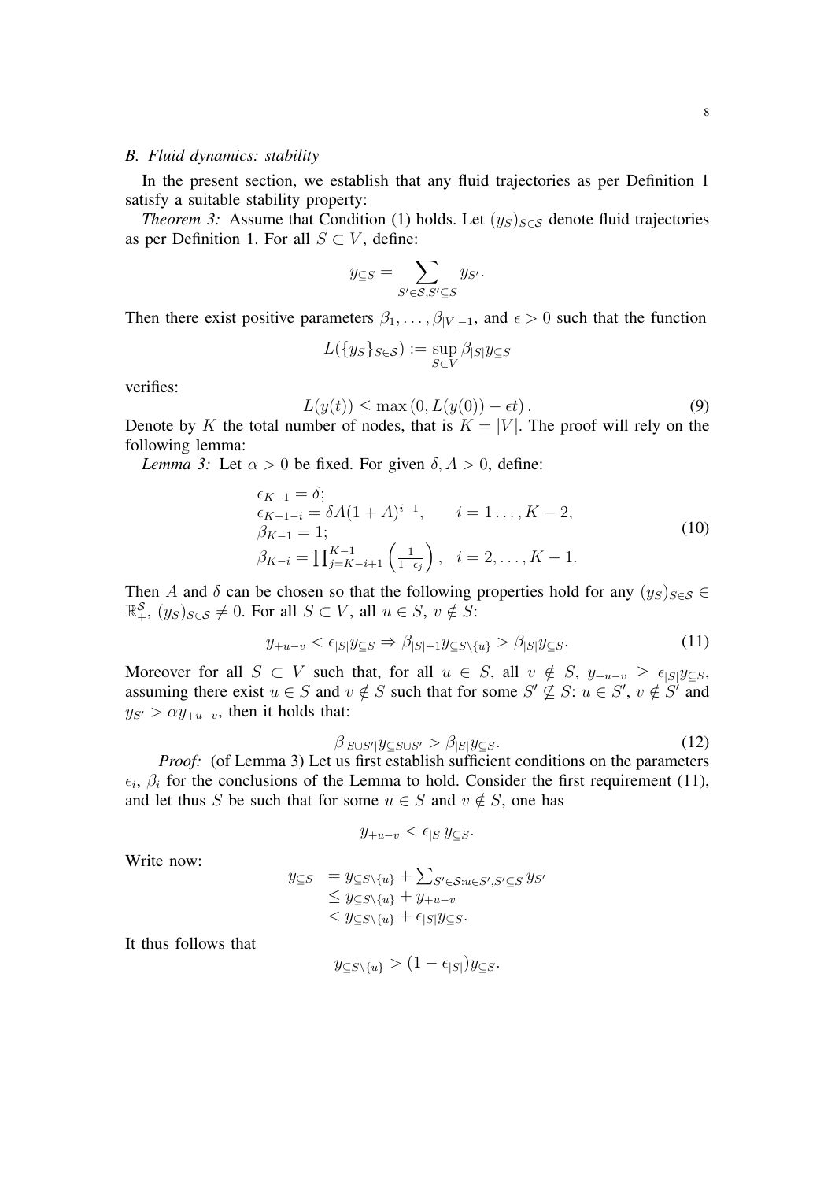### B. Fluid dynamics: stability

In the present section, we establish that any fluid trajectories as per Definition 1 satisfy a suitable stability property:

*Theorem 3:* Assume that Condition (1) holds. Let $(y_S)_{S\in\mathcal{S}}$ denote fluid trajectories as per Definition 1. For all $S \subset V$, define:

$$y_{\subseteq S} = \sum_{S'\in\mathcal{S}, S'\subseteq S} y_{S'}.$$

Then there exist positive parameters $\beta_1, \ldots, \beta_{|V|-1}$, and $\epsilon > 0$ such that the function

$$L(\{y_S\}_{S\in\mathcal{S}}) := \sup_{S\subset V} \beta_{|S|} y_{\subseteq S}$$

verifies:

$$L(y(t)) \leq \max\left(0, L(y(0)) - \epsilon t\right). \tag{9}$$

Denote by $K$ the total number of nodes, that is $K = |V|$. The proof will rely on the following lemma:

*Lemma 3:* Let $\alpha > 0$ be fixed. For given $\delta, A > 0$, define:

$$\begin{array}{l} \epsilon_{K-1} = \delta; \\ \epsilon_{K-1-i} = \delta A(1+A)^{i-1}, \qquad i = 1\ldots, K-2, \\ \beta_{K-1} = 1; \\ \beta_{K-i} = \prod_{j=K-i+1}^{K-1}\left(\frac{1}{1-\epsilon_j}\right), \quad i = 2, \ldots, K-1. \end{array} \tag{10}$$

Then $A$ and $\delta$ can be chosen so that the following properties hold for any $(y_S)_{S\in\mathcal{S}} \in \mathbb{R}_+^{\mathcal{S}}$, $(y_S)_{S\in\mathcal{S}} \neq 0$. For all $S \subset V$, all $u \in S$, $v \notin S$:

$$y_{+u-v} < \epsilon_{|S|} y_{\subseteq S} \Rightarrow \beta_{|S|-1} y_{\subseteq S\setminus\{u\}} > \beta_{|S|} y_{\subseteq S}. \tag{11}$$

Moreover for all $S \subset V$ such that, for all $u \in S$, all $v \notin S$, $y_{+u-v} \geq \epsilon_{|S|} y_{\subseteq S}$, assuming there exist $u \in S$ and $v \notin S$ such that for some $S' \not\subseteq S$: $u \in S'$, $v \notin S'$ and $y_{S'} > \alpha y_{+u-v}$, then it holds that:

$$\beta_{|S\cup S'|} y_{\subseteq S\cup S'} > \beta_{|S|} y_{\subseteq S}. \tag{12}$$

*Proof:* (of Lemma 3) Let us first establish sufficient conditions on the parameters $\epsilon_i$, $\beta_i$ for the conclusions of the Lemma to hold. Consider the first requirement (11), and let thus $S$ be such that for some $u \in S$ and $v \notin S$, one has

$$y_{+u-v} < \epsilon_{|S|} y_{\subseteq S}.$$

Write now:

$$\begin{array}{ll} y_{\subseteq S} & = y_{\subseteq S\setminus\{u\}} + \sum_{S'\in\mathcal{S}: u\in S', S'\subseteq S} y_{S'} \\ & \leq y_{\subseteq S\setminus\{u\}} + y_{+u-v} \\ & < y_{\subseteq S\setminus\{u\}} + \epsilon_{|S|} y_{\subseteq S}. \end{array}$$

It thus follows that

$$y_{\subseteq S\setminus\{u\}} > (1 - \epsilon_{|S|}) y_{\subseteq S}.$$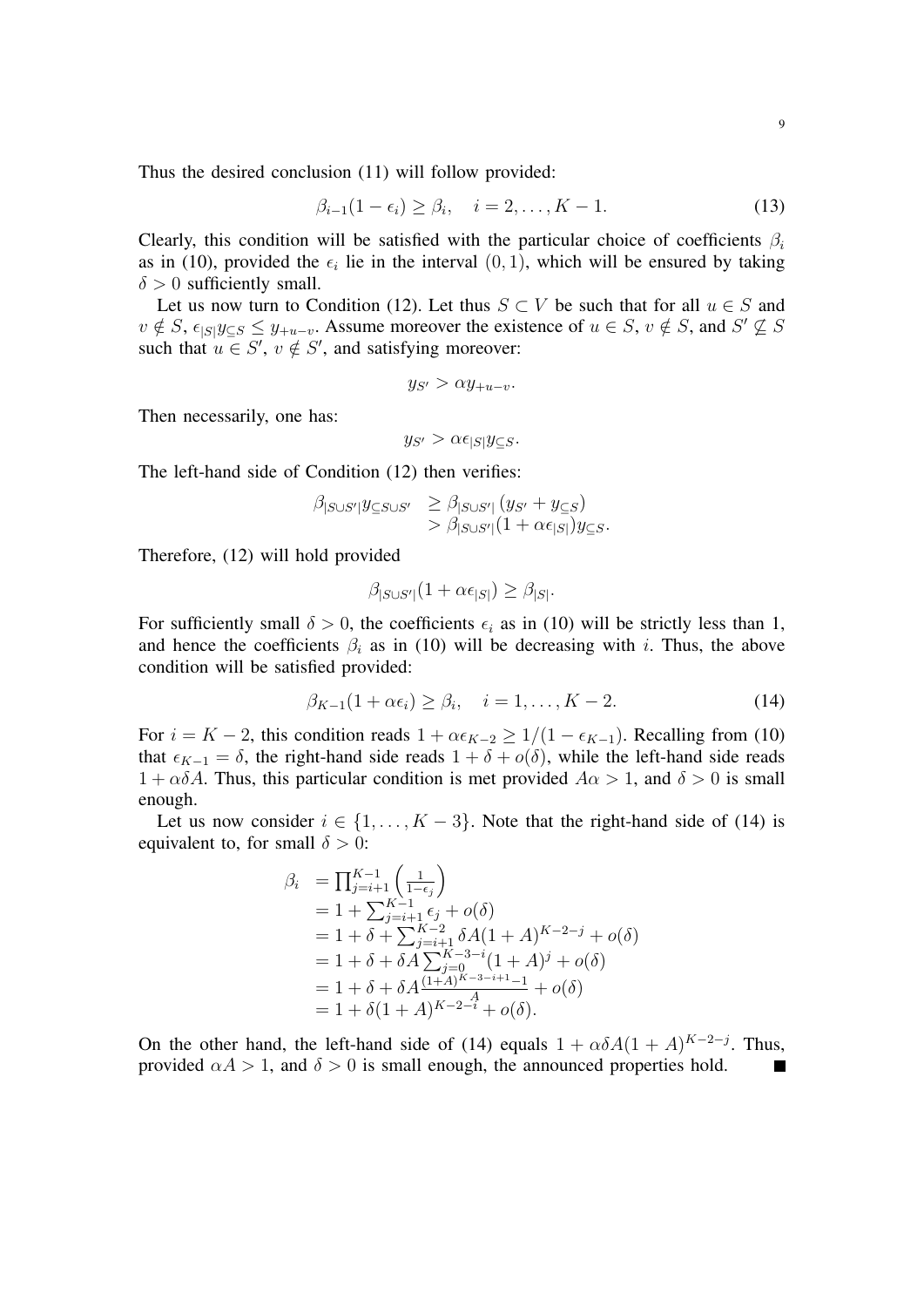Thus the desired conclusion (11) will follow provided:

$$\beta_{i-1}(1-\epsilon_i) \geq \beta_i, \quad i = 2, \ldots, K-1. \tag{13}$$

Clearly, this condition will be satisfied with the particular choice of coefficients $\beta_i$ as in (10), provided the $\epsilon_i$ lie in the interval $(0,1)$, which will be ensured by taking $\delta > 0$ sufficiently small.

Let us now turn to Condition (12). Let thus $S \subset V$ be such that for all $u \in S$ and $v \notin S$, $\epsilon_{|S|} y_{\subseteq S} \leq y_{+u-v}$. Assume moreover the existence of $u \in S$, $v \notin S$, and $S' \not\subseteq S$ such that $u \in S'$, $v \notin S'$, and satisfying moreover:

$$y_{S'} > \alpha y_{+u-v}.$$

Then necessarily, one has:

$$y_{S'} > \alpha \epsilon_{|S|} y_{\subseteq S}.$$

The left-hand side of Condition (12) then verifies:

$$\begin{array}{ll} \beta_{|S \cup S'|} y_{\subseteq S \cup S'} & \geq \beta_{|S \cup S'|} \left( y_{S'} + y_{\subseteq S} \right) \\ & > \beta_{|S \cup S'|} (1 + \alpha \epsilon_{|S|}) y_{\subseteq S}. \end{array}$$

Therefore, (12) will hold provided

$$\beta_{|S \cup S'|}(1 + \alpha \epsilon_{|S|}) \geq \beta_{|S|}.$$

For sufficiently small $\delta > 0$, the coefficients $\epsilon_i$ as in (10) will be strictly less than 1, and hence the coefficients $\beta_i$ as in (10) will be decreasing with $i$. Thus, the above condition will be satisfied provided:

$$\beta_{K-1}(1 + \alpha \epsilon_i) \geq \beta_i, \quad i = 1, \ldots, K-2. \tag{14}$$

For $i = K-2$, this condition reads $1 + \alpha \epsilon_{K-2} \geq 1/(1 - \epsilon_{K-1})$. Recalling from (10) that $\epsilon_{K-1} = \delta$, the right-hand side reads $1 + \delta + o(\delta)$, while the left-hand side reads $1 + \alpha \delta A$. Thus, this particular condition is met provided $A\alpha > 1$, and $\delta > 0$ is small enough.

Let us now consider $i \in \{1, \ldots, K-3\}$. Note that the right-hand side of (14) is equivalent to, for small $\delta > 0$:

$$\begin{array}{ll} \beta_i & = \prod_{j=i+1}^{K-1} \left( \frac{1}{1-\epsilon_j} \right) \\ & = 1 + \sum_{j=i+1}^{K-1} \epsilon_j + o(\delta) \\ & = 1 + \delta + \sum_{j=i+1}^{K-2} \delta A (1+A)^{K-2-j} + o(\delta) \\ & = 1 + \delta + \delta A \sum_{j=0}^{K-3-i} (1+A)^j + o(\delta) \\ & = 1 + \delta + \delta A \frac{(1+A)^{K-3-i+1} - 1}{A} + o(\delta) \\ & = 1 + \delta (1+A)^{K-2-i} + o(\delta). \end{array}$$

On the other hand, the left-hand side of (14) equals $1 + \alpha \delta A (1+A)^{K-2-j}$. Thus, provided $\alpha A > 1$, and $\delta > 0$ is small enough, the announced properties hold. ∎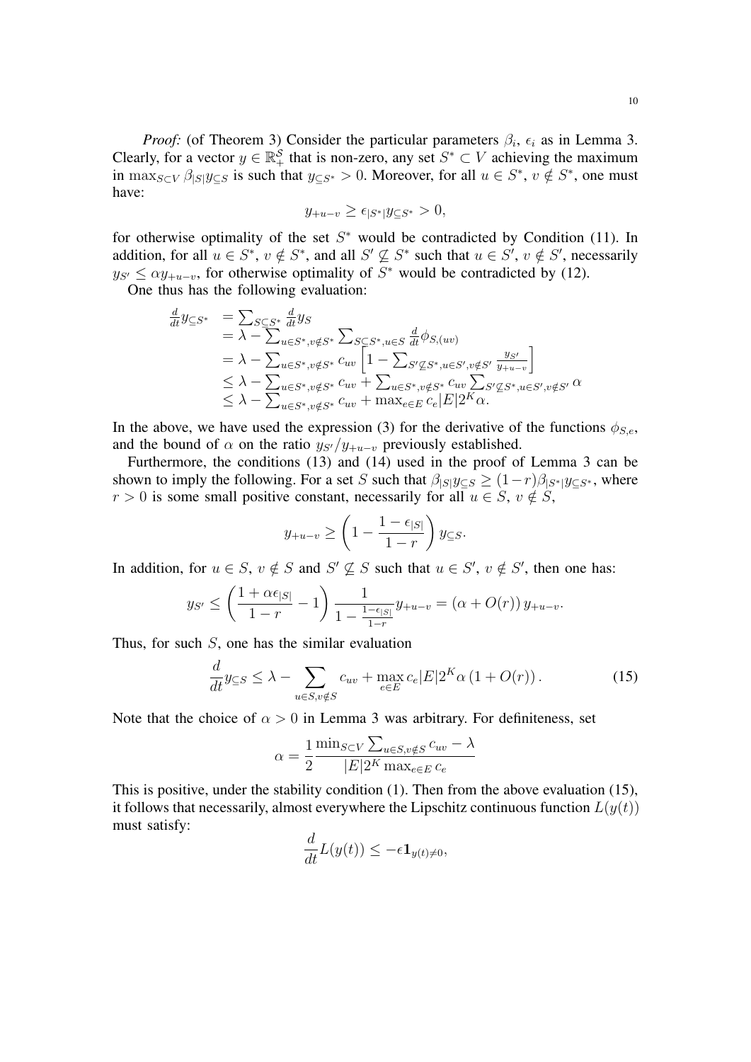*Proof:* (of Theorem 3) Consider the particular parameters $\beta_i$, $\epsilon_i$ as in Lemma 3. Clearly, for a vector $y \in \mathbb{R}_+^{\mathcal{S}}$ that is non-zero, any set $S^* \subset V$ achieving the maximum in $\max_{S \subset V} \beta_{|S|} y_{\subseteq S}$ is such that $y_{\subseteq S^*} > 0$. Moreover, for all $u \in S^*$, $v \notin S^*$, one must have:

$$y_{+u-v} \geq \epsilon_{|S^*|} y_{\subseteq S^*} > 0,$$

for otherwise optimality of the set $S^*$ would be contradicted by Condition (11). In addition, for all $u \in S^*$, $v \notin S^*$, and all $S' \not\subseteq S^*$ such that $u \in S'$, $v \notin S'$, necessarily $y_{S'} \leq \alpha y_{+u-v}$, for otherwise optimality of $S^*$ would be contradicted by (12).

One thus has the following evaluation:

$$\begin{array}{ll} \frac{d}{dt} y_{\subseteq S^*} & = \sum_{S \subseteq S^*} \frac{d}{dt} y_S \\ & = \lambda - \sum_{u \in S^*, v \notin S^*} \sum_{S \subseteq S^*, u \in S} \frac{d}{dt} \phi_{S,(uv)} \\ & = \lambda - \sum_{u \in S^*, v \notin S^*} c_{uv} \left[ 1 - \sum_{S' \not\subseteq S^*, u \in S', v \notin S'} \frac{y_{S'}}{y_{+u-v}} \right] \\ & \leq \lambda - \sum_{u \in S^*, v \notin S^*} c_{uv} + \sum_{u \in S^*, v \notin S^*} c_{uv} \sum_{S' \not\subseteq S^*, u \in S', v \notin S'} \alpha \\ & \leq \lambda - \sum_{u \in S^*, v \notin S^*} c_{uv} + \max_{e \in E} c_e |E| 2^K \alpha. \end{array}$$

In the above, we have used the expression (3) for the derivative of the functions $\phi_{S,e}$, and the bound of $\alpha$ on the ratio $y_{S'}/y_{+u-v}$ previously established.

Furthermore, the conditions (13) and (14) used in the proof of Lemma 3 can be shown to imply the following. For a set $S$ such that $\beta_{|S|} y_{\subseteq S} \geq (1-r)\beta_{|S^*|} y_{\subseteq S^*}$, where $r > 0$ is some small positive constant, necessarily for all $u \in S$, $v \notin S$,

$$y_{+u-v} \geq \left( 1 - \frac{1 - \epsilon_{|S|}}{1-r} \right) y_{\subseteq S}.$$

In addition, for $u \in S$, $v \notin S$ and $S' \not\subseteq S$ such that $u \in S'$, $v \notin S'$, then one has:

$$y_{S'} \leq \left( \frac{1 + \alpha \epsilon_{|S|}}{1-r} - 1 \right) \frac{1}{1 - \frac{1 - \epsilon_{|S|}}{1-r}} y_{+u-v} = \left( \alpha + O(r) \right) y_{+u-v}.$$

Thus, for such $S$, one has the similar evaluation

$$\frac{d}{dt} y_{\subseteq S} \leq \lambda - \sum_{u \in S, v \notin S} c_{uv} + \max_{e \in E} c_e |E| 2^K \alpha \left( 1 + O(r) \right). \tag{15}$$

Note that the choice of $\alpha > 0$ in Lemma 3 was arbitrary. For definiteness, set

$$\alpha = \frac{1}{2} \frac{\min_{S \subset V} \sum_{u \in S, v \notin S} c_{uv} - \lambda}{|E| 2^K \max_{e \in E} c_e}$$

This is positive, under the stability condition (1). Then from the above evaluation (15), it follows that necessarily, almost everywhere the Lipschitz continuous function $L(y(t))$ must satisfy:

$$\frac{d}{dt} L(y(t)) \leq -\epsilon \mathbf{1}_{y(t) \neq 0},$$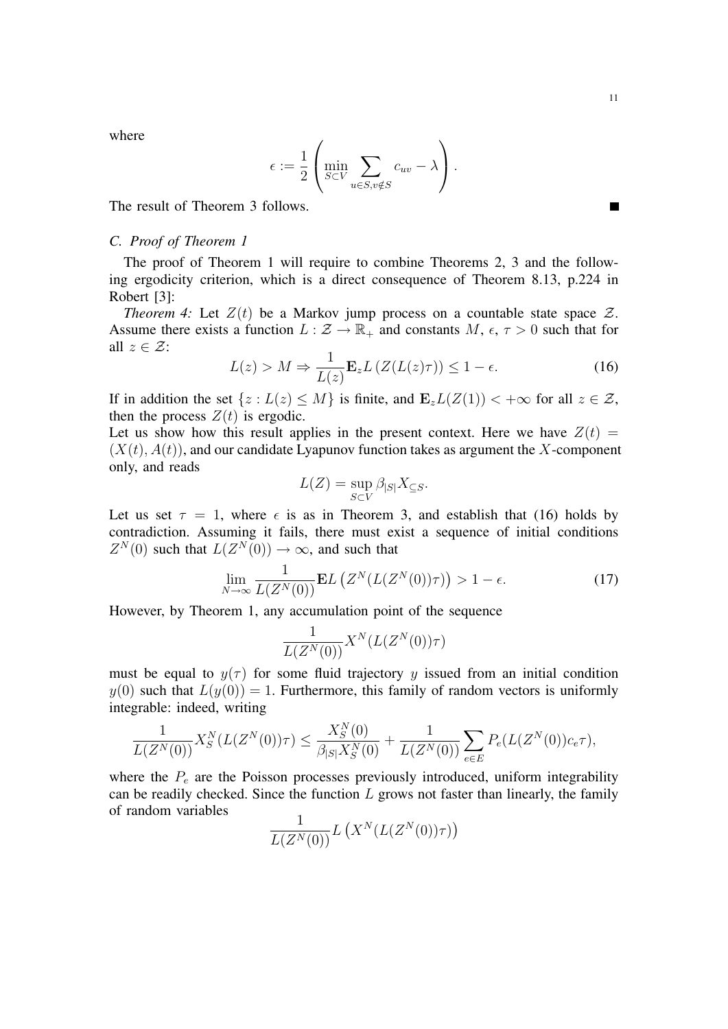where

$$\epsilon := \frac{1}{2}\left(\min_{S\subset V}\sum_{u\in S, v\notin S} c_{uv} - \lambda\right).$$

The result of Theorem 3 follows. ■

### C. Proof of Theorem 1

The proof of Theorem 1 will require to combine Theorems 2, 3 and the following ergodicity criterion, which is a direct consequence of Theorem 8.13, p.224 in Robert [3]:

*Theorem 4:* Let $Z(t)$ be a Markov jump process on a countable state space $\mathcal{Z}$. Assume there exists a function $L : \mathcal{Z} \to \mathbb{R}_+$ and constants $M$, $\epsilon$, $\tau > 0$ such that for all $z \in \mathcal{Z}$:

$$L(z) > M \Rightarrow \frac{1}{L(z)}\mathbf{E}_z L\left(Z(L(z)\tau)\right) \leq 1 - \epsilon. \tag{16}$$

If in addition the set $\{z : L(z) \leq M\}$ is finite, and $\mathbf{E}_z L(Z(1)) < +\infty$ for all $z \in \mathcal{Z}$, then the process $Z(t)$ is ergodic.

Let us show how this result applies in the present context. Here we have $Z(t) = (X(t), A(t))$, and our candidate Lyapunov function takes as argument the $X$-component only, and reads

$$L(Z) = \sup_{S\subset V} \beta_{|S|} X_{\subseteq S}.$$

Let us set $\tau = 1$, where $\epsilon$ is as in Theorem 3, and establish that (16) holds by contradiction. Assuming it fails, there must exist a sequence of initial conditions $Z^N(0)$ such that $L(Z^N(0)) \to \infty$, and such that

$$\lim_{N\to\infty} \frac{1}{L(Z^N(0))}\mathbf{E}L\left(Z^N(L(Z^N(0))\tau)\right) > 1 - \epsilon. \tag{17}$$

However, by Theorem 1, any accumulation point of the sequence

$$\frac{1}{L(Z^N(0))} X^N(L(Z^N(0))\tau)$$

must be equal to $y(\tau)$ for some fluid trajectory $y$ issued from an initial condition $y(0)$ such that $L(y(0)) = 1$. Furthermore, this family of random vectors is uniformly integrable: indeed, writing

$$\frac{1}{L(Z^N(0))} X_S^N(L(Z^N(0))\tau) \leq \frac{X_S^N(0)}{\beta_{|S|} X_S^N(0)} + \frac{1}{L(Z^N(0))}\sum_{e\in E} P_e(L(Z^N(0))c_e\tau),$$

where the $P_e$ are the Poisson processes previously introduced, uniform integrability can be readily checked. Since the function $L$ grows not faster than linearly, the family of random variables

$$\frac{1}{L(Z^N(0))} L\left(X^N(L(Z^N(0))\tau)\right)$$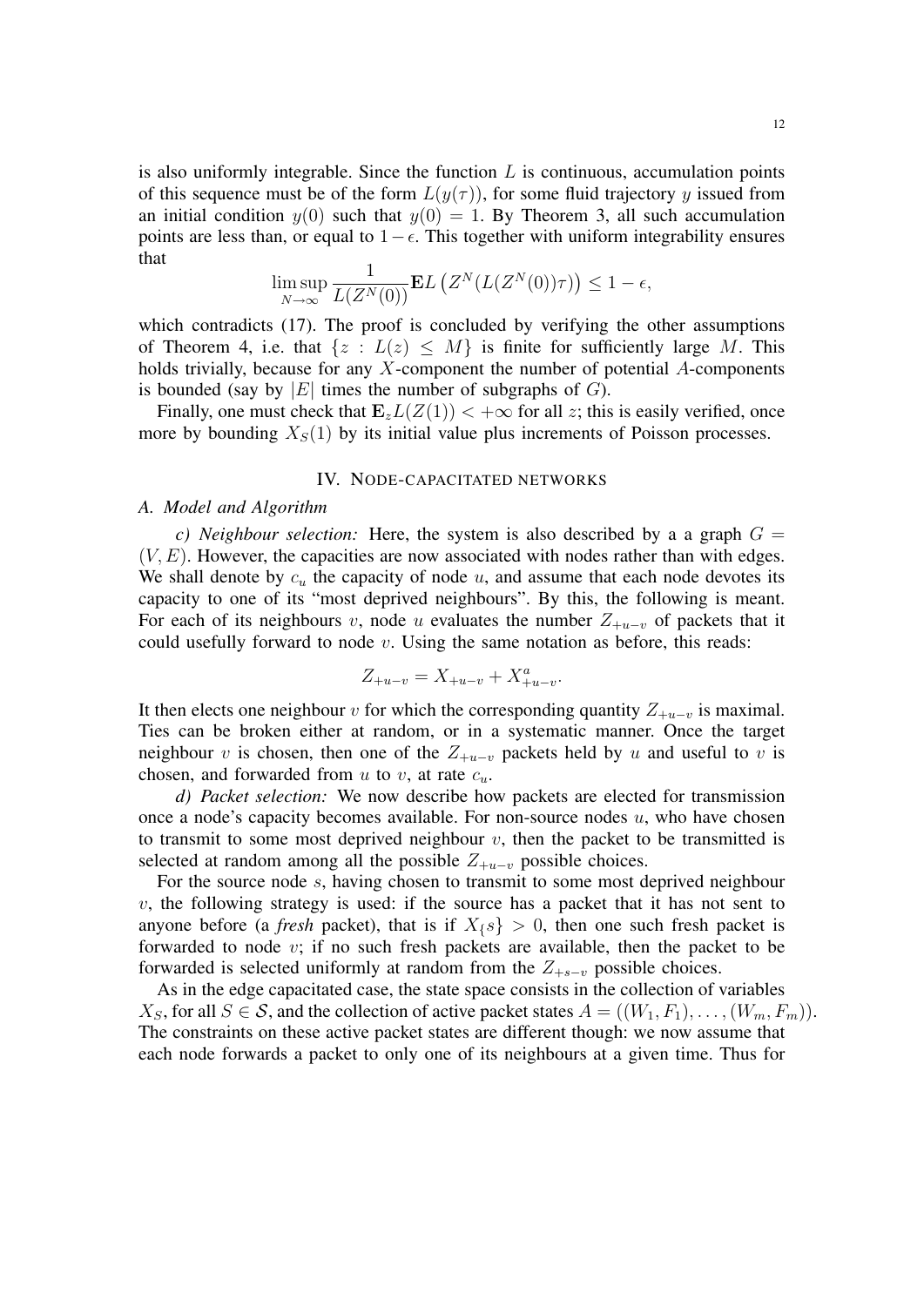is also uniformly integrable. Since the function $L$ is continuous, accumulation points of this sequence must be of the form $L(y(\tau))$, for some fluid trajectory $y$ issued from an initial condition $y(0)$ such that $y(0) = 1$. By Theorem 3, all such accumulation points are less than, or equal to $1 - \epsilon$. This together with uniform integrability ensures that

$$\limsup_{N \to \infty} \frac{1}{L(Z^N(0))} \mathbf{E} L\left(Z^N(L(Z^N(0))\tau)\right) \leq 1 - \epsilon,$$

which contradicts (17). The proof is concluded by verifying the other assumptions of Theorem 4, i.e. that $\{z : L(z) \leq M\}$ is finite for sufficiently large $M$. This holds trivially, because for any $X$-component the number of potential $A$-components is bounded (say by $|E|$ times the number of subgraphs of $G$).

Finally, one must check that $\mathbf{E}_z L(Z(1)) < +\infty$ for all $z$; this is easily verified, once more by bounding $X_S(1)$ by its initial value plus increments of Poisson processes.

## IV. Node-capacitated networks

### A. Model and Algorithm

*c) Neighbour selection:* Here, the system is also described by a a graph $G = (V, E)$. However, the capacities are now associated with nodes rather than with edges. We shall denote by $c_u$ the capacity of node $u$, and assume that each node devotes its capacity to one of its "most deprived neighbours". By this, the following is meant. For each of its neighbours $v$, node $u$ evaluates the number $Z_{+u-v}$ of packets that it could usefully forward to node $v$. Using the same notation as before, this reads:

$$Z_{+u-v} = X_{+u-v} + X^a_{+u-v}.$$

It then elects one neighbour $v$ for which the corresponding quantity $Z_{+u-v}$ is maximal. Ties can be broken either at random, or in a systematic manner. Once the target neighbour $v$ is chosen, then one of the $Z_{+u-v}$ packets held by $u$ and useful to $v$ is chosen, and forwarded from $u$ to $v$, at rate $c_u$.

*d) Packet selection:* We now describe how packets are elected for transmission once a node's capacity becomes available. For non-source nodes $u$, who have chosen to transmit to some most deprived neighbour $v$, then the packet to be transmitted is selected at random among all the possible $Z_{+u-v}$ possible choices.

For the source node $s$, having chosen to transmit to some most deprived neighbour $v$, the following strategy is used: if the source has a packet that it has not sent to anyone before (a *fresh* packet), that is if $X_{\{s\}} > 0$, then one such fresh packet is forwarded to node $v$; if no such fresh packets are available, then the packet to be forwarded is selected uniformly at random from the $Z_{+s-v}$ possible choices.

As in the edge capacitated case, the state space consists in the collection of variables $X_S$, for all $S \in \mathcal{S}$, and the collection of active packet states $A = ((W_1, F_1), \ldots, (W_m, F_m))$. The constraints on these active packet states are different though: we now assume that each node forwards a packet to only one of its neighbours at a given time. Thus for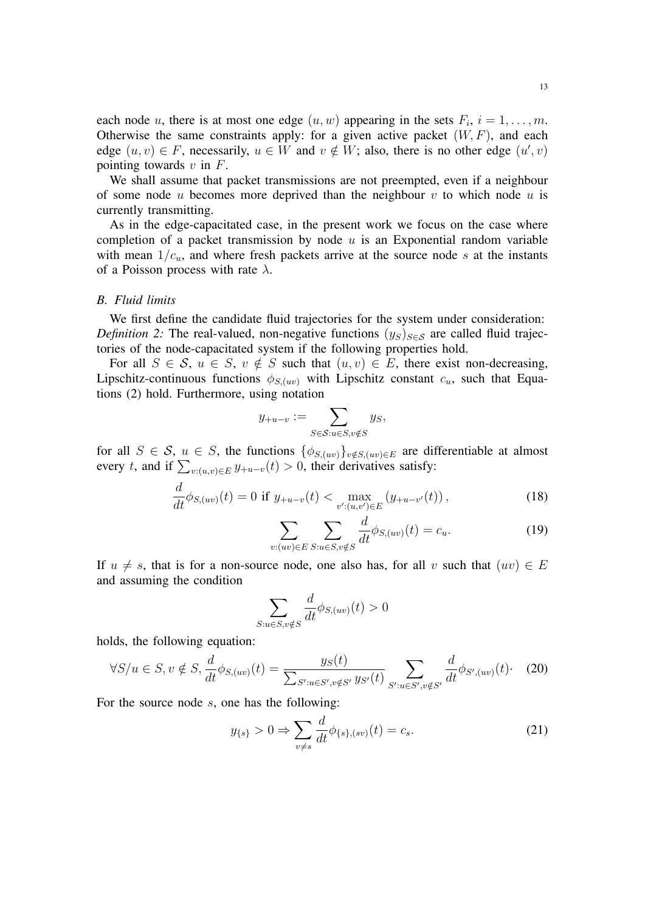each node $u$, there is at most one edge $(u, w)$ appearing in the sets $F_i$, $i = 1, \dots, m$. Otherwise the same constraints apply: for a given active packet $(W, F)$, and each edge $(u, v) \in F$, necessarily, $u \in W$ and $v \notin W$; also, there is no other edge $(u', v)$ pointing towards $v$ in $F$.

We shall assume that packet transmissions are not preempted, even if a neighbour of some node $u$ becomes more deprived than the neighbour $v$ to which node $u$ is currently transmitting.

As in the edge-capacitated case, in the present work we focus on the case where completion of a packet transmission by node $u$ is an Exponential random variable with mean $1/c_u$, and where fresh packets arrive at the source node $s$ at the instants of a Poisson process with rate $\lambda$.

### *B. Fluid limits*

We first define the candidate fluid trajectories for the system under consideration:

*Definition 2:* The real-valued, non-negative functions $(y_S)_{S \in \mathcal{S}}$ are called fluid trajectories of the node-capacitated system if the following properties hold.

For all $S \in \mathcal{S}$, $u \in S$, $v \notin S$ such that $(u, v) \in E$, there exist non-decreasing, Lipschitz-continuous functions $\phi_{S,(uv)}$ with Lipschitz constant $c_u$, such that Equations (2) hold. Furthermore, using notation

$$y_{+u-v} := \sum_{S \in \mathcal{S}: u \in S, v \notin S} y_S,$$

for all $S \in \mathcal{S}$, $u \in S$, the functions $\{\phi_{S,(uv)}\}_{v \notin S, (uv) \in E}$ are differentiable at almost every $t$, and if $\sum_{v:(u,v) \in E} y_{+u-v}(t) > 0$, their derivatives satisfy:

$$\frac{d}{dt}\phi_{S,(uv)}(t) = 0 \text{ if } y_{+u-v}(t) < \max_{v':(u,v') \in E} \left( y_{+u-v'}(t) \right), \tag{18}$$

$$\sum_{v:(uv) \in E} \sum_{S: u \in S, v \notin S} \frac{d}{dt}\phi_{S,(uv)}(t) = c_u. \tag{19}$$

If $u \neq s$, that is for a non-source node, one also has, for all $v$ such that $(uv) \in E$ and assuming the condition

$$\sum_{S: u \in S, v \notin S} \frac{d}{dt}\phi_{S,(uv)}(t) > 0$$

holds, the following equation:

$$\forall S / u \in S, v \notin S, \frac{d}{dt}\phi_{S,(uv)}(t) = \frac{y_S(t)}{\sum_{S': u \in S', v \notin S'} y_{S'}(t)} \sum_{S': u \in S', v \notin S'} \frac{d}{dt}\phi_{S',(uv)}(t) \cdot \tag{20}$$

For the source node $s$, one has the following:

$$y_{\{s\}} > 0 \Rightarrow \sum_{v \neq s} \frac{d}{dt}\phi_{\{s\},(sv)}(t) = c_s. \tag{21}$$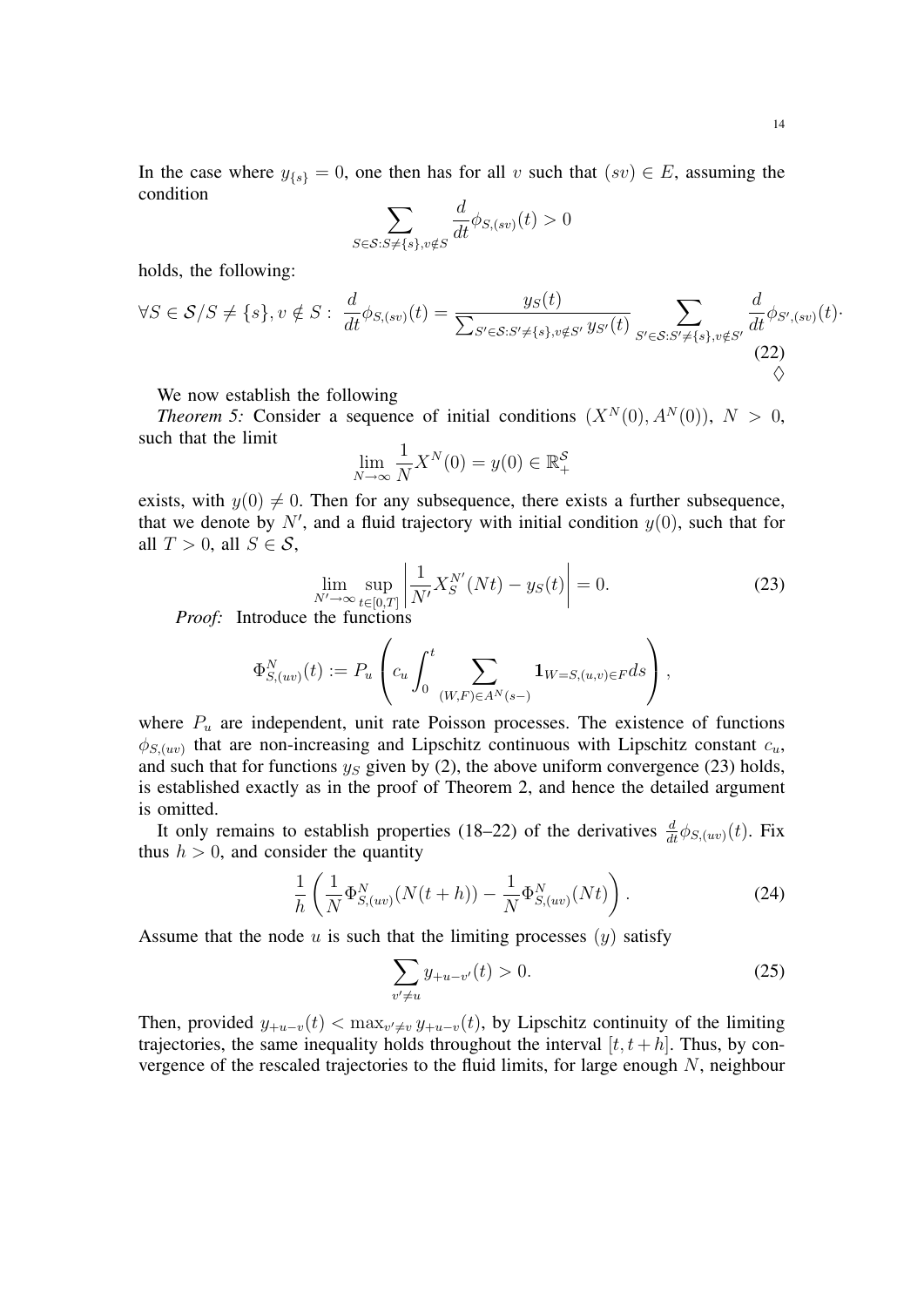In the case where $y_{\{s\}} = 0$, one then has for all $v$ such that $(sv) \in E$, assuming the condition

$$\sum_{S \in \mathcal{S}: S \neq \{s\}, v \notin S} \frac{d}{dt}\phi_{S,(sv)}(t) > 0$$

holds, the following:

$$\forall S \in \mathcal{S}/S \neq \{s\}, v \notin S: \; \frac{d}{dt}\phi_{S,(sv)}(t) = \frac{y_S(t)}{\sum_{S' \in \mathcal{S}: S' \neq \{s\}, v \notin S'} y_{S'}(t)} \sum_{S' \in \mathcal{S}: S' \neq \{s\}, v \notin S'} \frac{d}{dt}\phi_{S',(sv)}(t). \tag{22}$$

$\diamondsuit$

We now establish the following

*Theorem 5:* Consider a sequence of initial conditions $(X^N(0), A^N(0))$, $N > 0$, such that the limit

$$\lim_{N \to \infty} \frac{1}{N} X^N(0) = y(0) \in \mathbb{R}_+^{\mathcal{S}}$$

exists, with $y(0) \neq 0$. Then for any subsequence, there exists a further subsequence, that we denote by $N'$, and a fluid trajectory with initial condition $y(0)$, such that for all $T > 0$, all $S \in \mathcal{S}$,

$$\lim_{N' \to \infty} \sup_{t \in [0,T]} \left| \frac{1}{N'} X_S^{N'}(Nt) - y_S(t) \right| = 0. \tag{23}$$

*Proof:* Introduce the functions

$$\Phi_{S,(uv)}^N(t) := P_u \left( c_u \int_0^t \sum_{(W,F) \in A^N(s-)} \mathbf{1}_{W=S,(u,v) \in F} ds \right),$$

where $P_u$ are independent, unit rate Poisson processes. The existence of functions $\phi_{S,(uv)}$ that are non-increasing and Lipschitz continuous with Lipschitz constant $c_u$, and such that for functions $y_S$ given by (2), the above uniform convergence (23) holds, is established exactly as in the proof of Theorem 2, and hence the detailed argument is omitted.

It only remains to establish properties (18–22) of the derivatives $\frac{d}{dt}\phi_{S,(uv)}(t)$. Fix thus $h > 0$, and consider the quantity

$$\frac{1}{h}\left( \frac{1}{N}\Phi_{S,(uv)}^N(N(t+h)) - \frac{1}{N}\Phi_{S,(uv)}^N(Nt) \right). \tag{24}$$

Assume that the node $u$ is such that the limiting processes $(y)$ satisfy

$$\sum_{v' \neq u} y_{+u-v'}(t) > 0. \tag{25}$$

Then, provided $y_{+u-v}(t) < \max_{v' \neq v} y_{+u-v}(t)$, by Lipschitz continuity of the limiting trajectories, the same inequality holds throughout the interval $[t, t+h]$. Thus, by convergence of the rescaled trajectories to the fluid limits, for large enough $N$, neighbour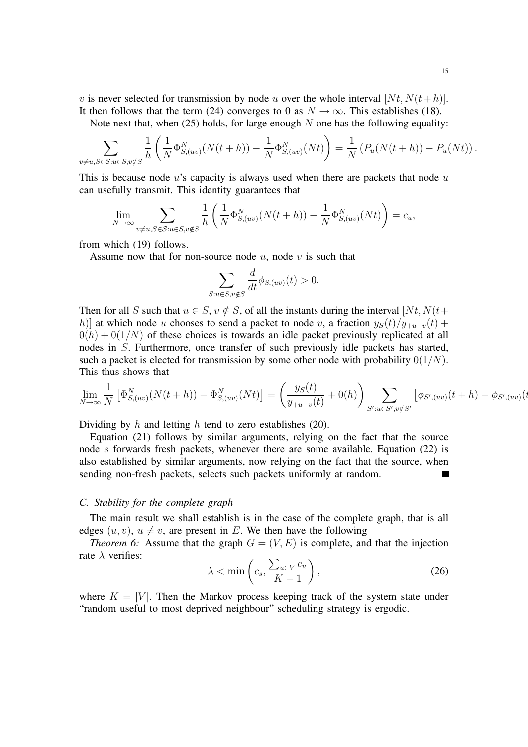$v$ is never selected for transmission by node $u$ over the whole interval $[Nt, N(t+h)]$. It then follows that the term (24) converges to 0 as $N \to \infty$. This establishes (18).

Note next that, when (25) holds, for large enough $N$ one has the following equality:

$$\sum_{v \neq u, S \in \mathcal{S}: u \in S, v \notin S} \frac{1}{h} \left( \frac{1}{N} \Phi^N_{S,(uv)}(N(t+h)) - \frac{1}{N} \Phi^N_{S,(uv)}(Nt) \right) = \frac{1}{N} \left( P_u(N(t+h)) - P_u(Nt) \right).$$

This is because node $u$'s capacity is always used when there are packets that node $u$ can usefully transmit. This identity guarantees that

$$\lim_{N \to \infty} \sum_{v \neq u, S \in \mathcal{S}: u \in S, v \notin S} \frac{1}{h} \left( \frac{1}{N} \Phi^N_{S,(uv)}(N(t+h)) - \frac{1}{N} \Phi^N_{S,(uv)}(Nt) \right) = c_u,$$

from which (19) follows.

Assume now that for non-source node $u$, node $v$ is such that

$$\sum_{S: u \in S, v \notin S} \frac{d}{dt} \phi_{S,(uv)}(t) > 0.$$

Then for all $S$ such that $u \in S$, $v \notin S$, of all the instants during the interval $[Nt, N(t+h)]$ at which node $u$ chooses to send a packet to node $v$, a fraction $y_S(t)/y_{+u-v}(t) + 0(h) + 0(1/N)$ of these choices is towards an idle packet previously replicated at all nodes in $S$. Furthermore, once transfer of such previously idle packets has started, such a packet is elected for transmission by some other node with probability $0(1/N)$. This thus shows that

$$\lim_{N \to \infty} \frac{1}{N} \left[ \Phi^N_{S,(uv)}(N(t+h)) - \Phi^N_{S,(uv)}(Nt) \right] = \left( \frac{y_S(t)}{y_{+u-v}(t)} + 0(h) \right) \sum_{S': u \in S', v \notin S'} \left[ \phi_{S',(uv)}(t+h) - \phi_{S',(uv)}(t \right.$$

Dividing by $h$ and letting $h$ tend to zero establishes (20).

Equation (21) follows by similar arguments, relying on the fact that the source node $s$ forwards fresh packets, whenever there are some available. Equation (22) is also established by similar arguments, now relying on the fact that the source, when sending non-fresh packets, selects such packets uniformly at random. ■

### C. Stability for the complete graph

The main result we shall establish is in the case of the complete graph, that is all edges $(u, v)$, $u \neq v$, are present in $E$. We then have the following

*Theorem 6:* Assume that the graph $G = (V, E)$ is complete, and that the injection rate $\lambda$ verifies:

$$\lambda < \min \left( c_s, \frac{\sum_{u \in V} c_u}{K - 1} \right), \tag{26}$$

where $K = |V|$. Then the Markov process keeping track of the system state under "random useful to most deprived neighbour" scheduling strategy is ergodic.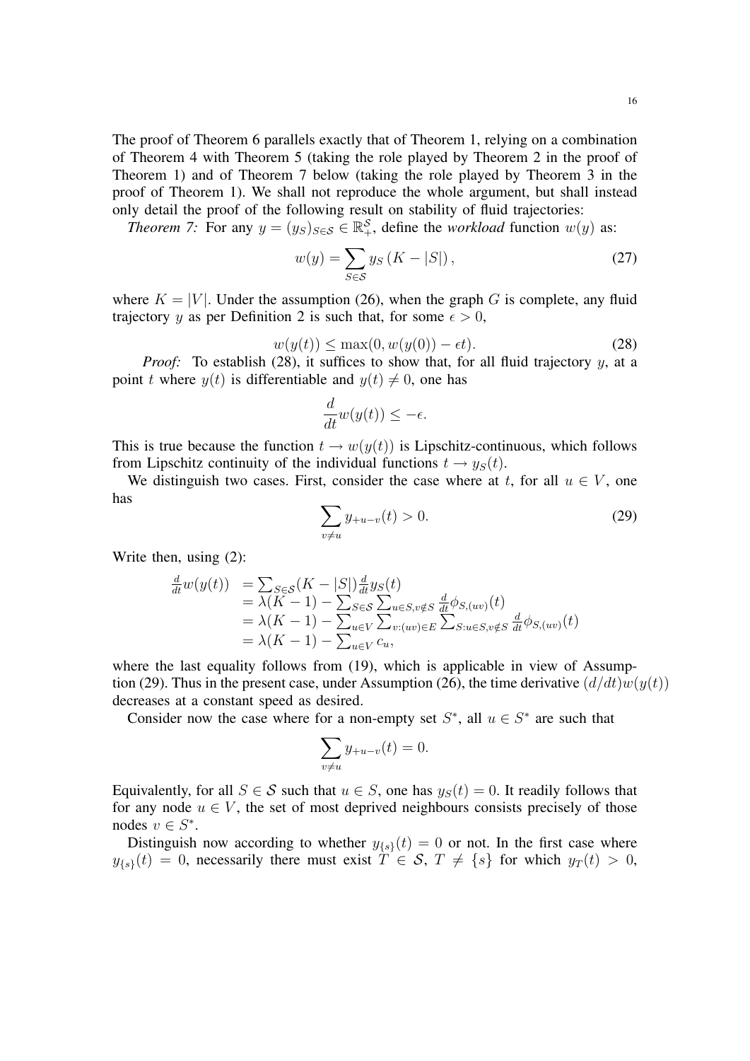The proof of Theorem 6 parallels exactly that of Theorem 1, relying on a combination of Theorem 4 with Theorem 5 (taking the role played by Theorem 2 in the proof of Theorem 1) and of Theorem 7 below (taking the role played by Theorem 3 in the proof of Theorem 1). We shall not reproduce the whole argument, but shall instead only detail the proof of the following result on stability of fluid trajectories:

*Theorem 7:* For any $y = (y_S)_{S\in\mathcal{S}} \in \mathbb{R}_+^{\mathcal{S}}$, define the *workload* function $w(y)$ as:

$$w(y) = \sum_{S\in\mathcal{S}} y_S \left(K - |S|\right), \tag{27}$$

where $K = |V|$. Under the assumption (26), when the graph $G$ is complete, any fluid trajectory $y$ as per Definition 2 is such that, for some $\epsilon > 0$,

$$w(y(t)) \le \max(0, w(y(0)) - \epsilon t). \tag{28}$$

*Proof:* To establish (28), it suffices to show that, for all fluid trajectory $y$, at a point $t$ where $y(t)$ is differentiable and $y(t) \neq 0$, one has

$$\frac{d}{dt} w(y(t)) \le -\epsilon.$$

This is true because the function $t \to w(y(t))$ is Lipschitz-continuous, which follows from Lipschitz continuity of the individual functions $t \to y_S(t)$.

We distinguish two cases. First, consider the case where at $t$, for all $u \in V$, one has

$$\sum_{v\neq u} y_{+u-v}(t) > 0. \tag{29}$$

Write then, using (2):

$$\begin{aligned}
\frac{d}{dt} w(y(t)) &= \sum_{S\in\mathcal{S}} (K - |S|) \frac{d}{dt} y_S(t) \\
&= \lambda(K-1) - \sum_{S\in\mathcal{S}} \sum_{u\in S, v\notin S} \frac{d}{dt} \phi_{S,(uv)}(t) \\
&= \lambda(K-1) - \sum_{u\in V} \sum_{v:(uv)\in E} \sum_{S:u\in S, v\notin S} \frac{d}{dt} \phi_{S,(uv)}(t) \\
&= \lambda(K-1) - \sum_{u\in V} c_u,
\end{aligned}$$

where the last equality follows from (19), which is applicable in view of Assumption (29). Thus in the present case, under Assumption (26), the time derivative $(d/dt)w(y(t))$ decreases at a constant speed as desired.

Consider now the case where for a non-empty set $S^*$, all $u \in S^*$ are such that

$$\sum_{v\neq u} y_{+u-v}(t) = 0.$$

Equivalently, for all $S \in \mathcal{S}$ such that $u \in S$, one has $y_S(t) = 0$. It readily follows that for any node $u \in V$, the set of most deprived neighbours consists precisely of those nodes $v \in S^*$.

Distinguish now according to whether $y_{\{s\}}(t) = 0$ or not. In the first case where $y_{\{s\}}(t) = 0$, necessarily there must exist $T \in \mathcal{S}$, $T \neq \{s\}$ for which $y_T(t) > 0$,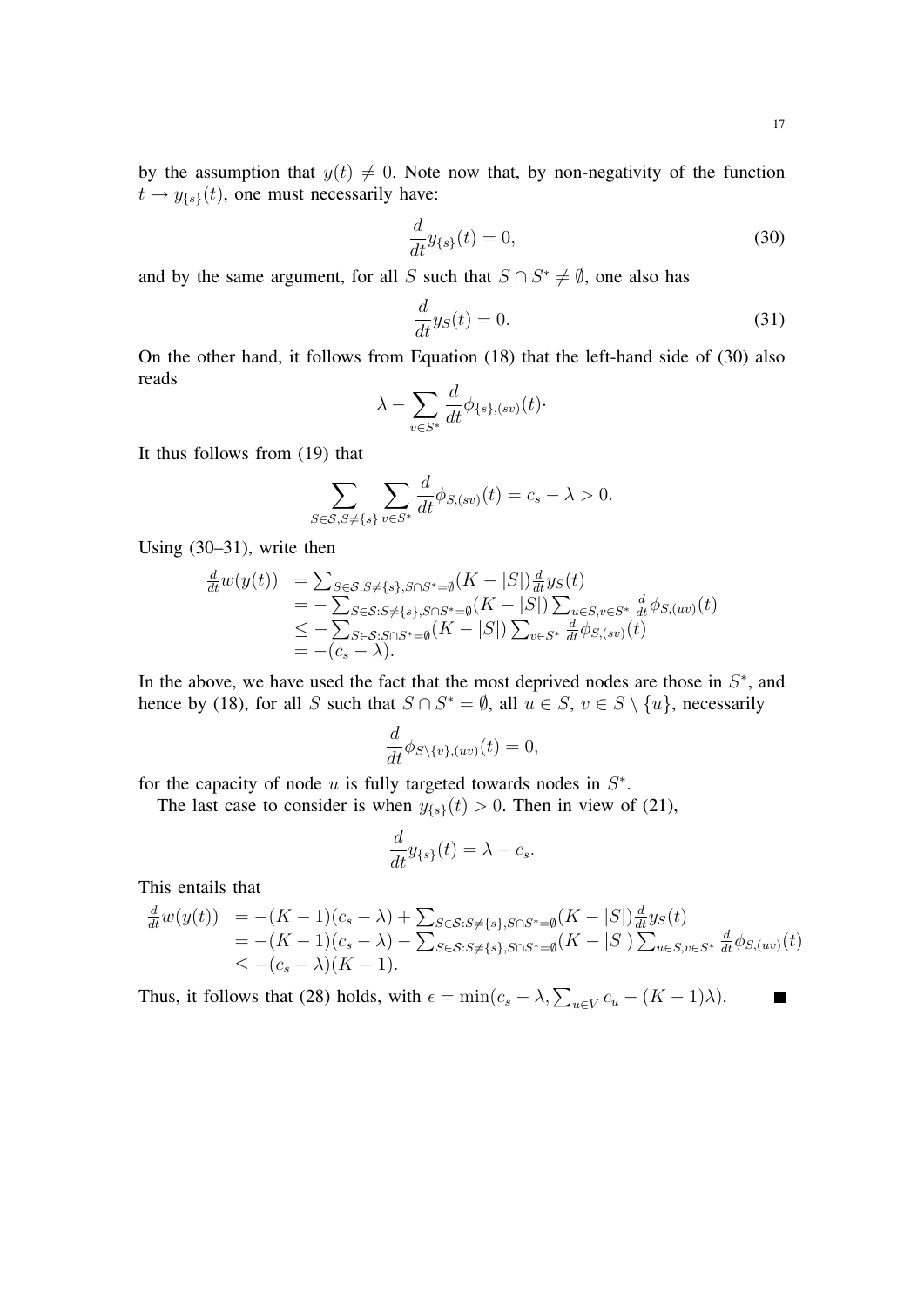by the assumption that $y(t) \neq 0$. Note now that, by non-negativity of the function $t \to y_{\{s\}}(t)$, one must necessarily have:

$$\frac{d}{dt} y_{\{s\}}(t) = 0, \tag{30}$$

and by the same argument, for all $S$ such that $S \cap S^* \neq \emptyset$, one also has

$$\frac{d}{dt} y_S(t) = 0. \tag{31}$$

On the other hand, it follows from Equation (18) that the left-hand side of (30) also reads

$$\lambda - \sum_{v \in S^*} \frac{d}{dt} \phi_{\{s\},(sv)}(t) \cdot$$

It thus follows from (19) that

$$\sum_{S \in \mathcal{S}, S \neq \{s\}} \sum_{v \in S^*} \frac{d}{dt} \phi_{S,(sv)}(t) = c_s - \lambda > 0.$$

Using (30–31), write then

$$\begin{aligned}
\tfrac{d}{dt} w(y(t)) &= \textstyle\sum_{S \in \mathcal{S}: S \neq \{s\}, S \cap S^* = \emptyset} (K - |S|) \tfrac{d}{dt} y_S(t) \\
&= -\textstyle\sum_{S \in \mathcal{S}: S \neq \{s\}, S \cap S^* = \emptyset} (K - |S|) \sum_{u \in S, v \in S^*} \tfrac{d}{dt} \phi_{S,(uv)}(t) \\
&\leq -\textstyle\sum_{S \in \mathcal{S}: S \cap S^* = \emptyset} (K - |S|) \sum_{v \in S^*} \tfrac{d}{dt} \phi_{S,(sv)}(t) \\
&= -(c_s - \lambda).
\end{aligned}$$

In the above, we have used the fact that the most deprived nodes are those in $S^*$, and hence by (18), for all $S$ such that $S \cap S^* = \emptyset$, all $u \in S$, $v \in S \setminus \{u\}$, necessarily

$$\frac{d}{dt} \phi_{S \setminus \{v\},(uv)}(t) = 0,$$

for the capacity of node $u$ is fully targeted towards nodes in $S^*$.

The last case to consider is when $y_{\{s\}}(t) > 0$. Then in view of (21),

$$\frac{d}{dt} y_{\{s\}}(t) = \lambda - c_s.$$

This entails that

$$\begin{aligned}
\tfrac{d}{dt} w(y(t)) &= -(K-1)(c_s - \lambda) + \textstyle\sum_{S \in \mathcal{S}: S \neq \{s\}, S \cap S^* = \emptyset} (K - |S|) \tfrac{d}{dt} y_S(t) \\
&= -(K-1)(c_s - \lambda) - \textstyle\sum_{S \in \mathcal{S}: S \neq \{s\}, S \cap S^* = \emptyset} (K - |S|) \sum_{u \in S, v \in S^*} \tfrac{d}{dt} \phi_{S,(uv)}(t) \\
&\leq -(c_s - \lambda)(K-1).
\end{aligned}$$

Thus, it follows that (28) holds, with $\epsilon = \min(c_s - \lambda, \sum_{u \in V} c_u - (K-1)\lambda)$. ■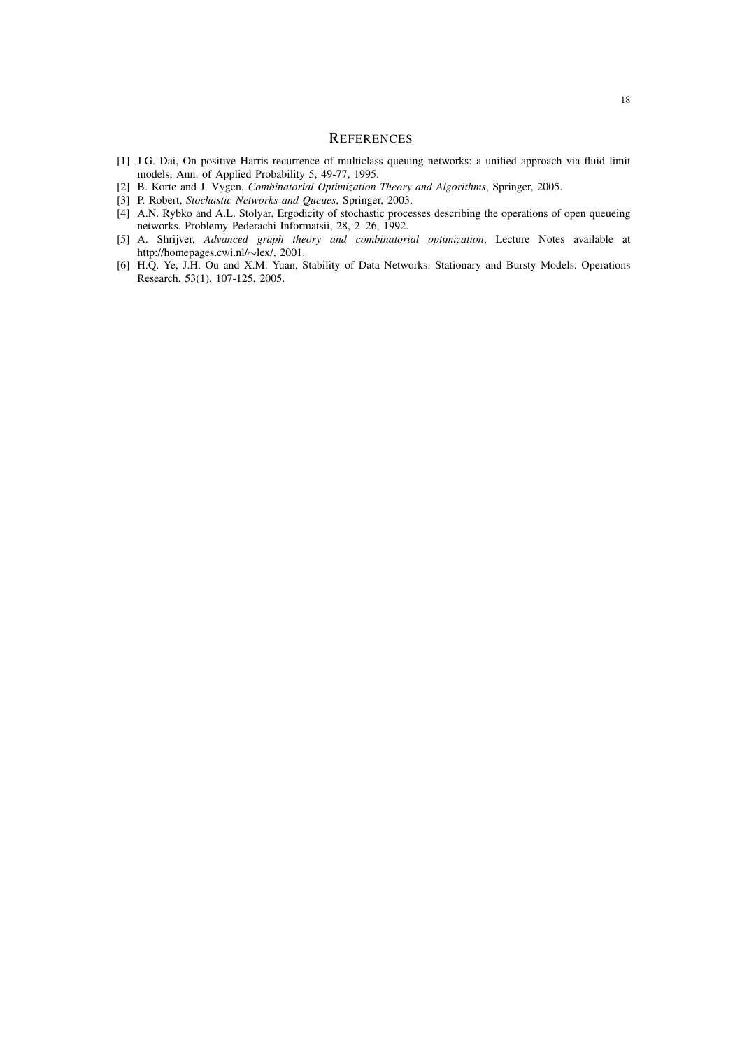# REFERENCES

[1] J.G. Dai, On positive Harris recurrence of multiclass queuing networks: a unified approach via fluid limit models, Ann. of Applied Probability 5, 49-77, 1995.

[2] B. Korte and J. Vygen, *Combinatorial Optimization Theory and Algorithms*, Springer, 2005.

[3] P. Robert, *Stochastic Networks and Queues*, Springer, 2003.

[4] A.N. Rybko and A.L. Stolyar, Ergodicity of stochastic processes describing the operations of open queueing networks. Problemy Pederachi Informatsii, 28, 2–26, 1992.

[5] A. Shrijver, *Advanced graph theory and combinatorial optimization*, Lecture Notes available at http://homepages.cwi.nl/∼lex/, 2001.

[6] H.Q. Ye, J.H. Ou and X.M. Yuan, Stability of Data Networks: Stationary and Bursty Models. Operations Research, 53(1), 107-125, 2005.